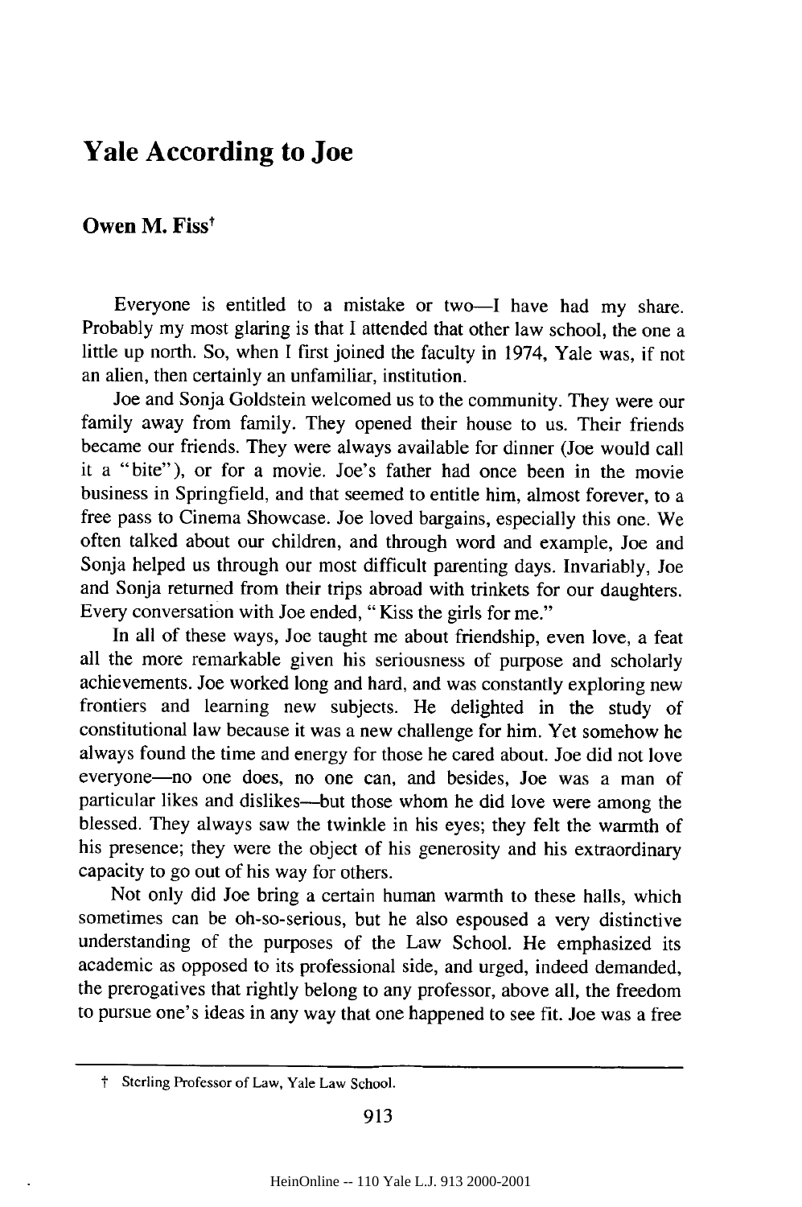# Yale According to Joe

**Owen M. Fiss**†

Everyone is entitled to a mistake or two—I have had my share. Probably my most glaring is that I attended that other law school, the one a little up north. So, when I first joined the faculty in 1974, Yale was, if not an alien, then certainly an unfamiliar, institution.

Joe and Sonja Goldstein welcomed us to the community. They were our family away from family. They opened their house to us. Their friends became our friends. They were always available for dinner (Joe would call it a "bite"), or for a movie. Joe's father had once been in the movie business in Springfield, and that seemed to entitle him, almost forever, to a free pass to Cinema Showcase. Joe loved bargains, especially this one. We often talked about our children, and through word and example, Joe and Sonja helped us through our most difficult parenting days. Invariably, Joe and Sonja returned from their trips abroad with trinkets for our daughters. Every conversation with Joe ended, "Kiss the girls for me."

In all of these ways, Joe taught me about friendship, even love, a feat all the more remarkable given his seriousness of purpose and scholarly achievements. Joe worked long and hard, and was constantly exploring new frontiers and learning new subjects. He delighted in the study of constitutional law because it was a new challenge for him. Yet somehow he always found the time and energy for those he cared about. Joe did not love everyone—no one does, no one can, and besides, Joe was a man of particular likes and dislikes—but those whom he did love were among the blessed. They always saw the twinkle in his eyes; they felt the warmth of his presence; they were the object of his generosity and his extraordinary capacity to go out of his way for others.

Not only did Joe bring a certain human warmth to these halls, which sometimes can be oh-so-serious, but he also espoused a very distinctive understanding of the purposes of the Law School. He emphasized its academic as opposed to its professional side, and urged, indeed demanded, the prerogatives that rightly belong to any professor, above all, the freedom to pursue one's ideas in any way that one happened to see fit. Joe was a free

---

† Sterling Professor of Law, Yale Law School.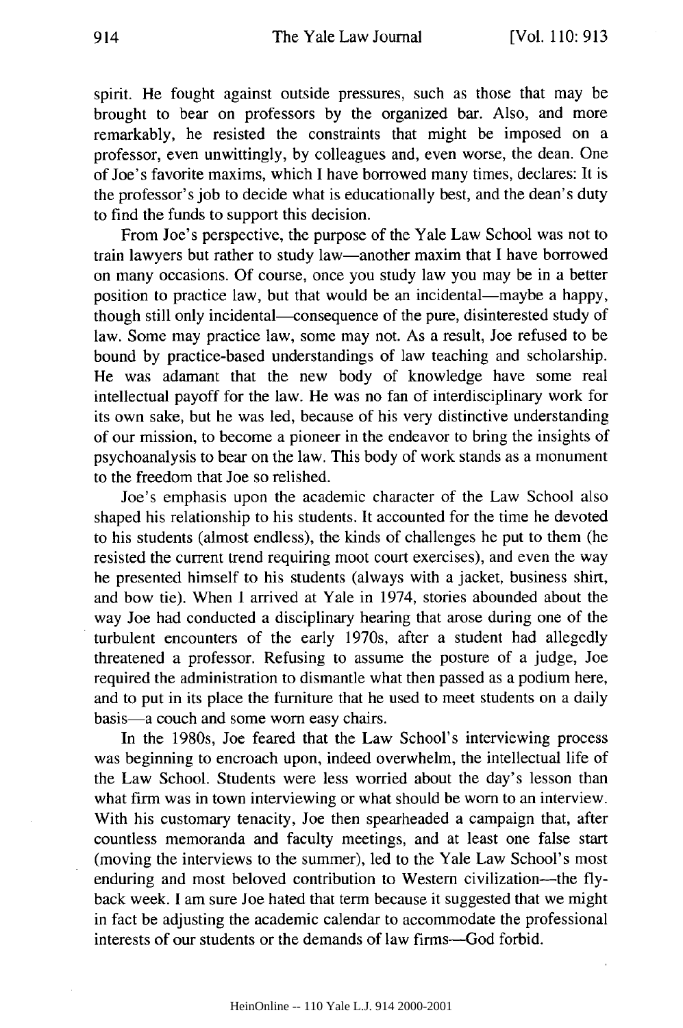spirit. He fought against outside pressures, such as those that may be brought to bear on professors by the organized bar. Also, and more remarkably, he resisted the constraints that might be imposed on a professor, even unwittingly, by colleagues and, even worse, the dean. One of Joe's favorite maxims, which I have borrowed many times, declares: It is the professor's job to decide what is educationally best, and the dean's duty to find the funds to support this decision.

From Joe's perspective, the purpose of the Yale Law School was not to train lawyers but rather to study law—another maxim that I have borrowed on many occasions. Of course, once you study law you may be in a better position to practice law, but that would be an incidental—maybe a happy, though still only incidental—consequence of the pure, disinterested study of law. Some may practice law, some may not. As a result, Joe refused to be bound by practice-based understandings of law teaching and scholarship. He was adamant that the new body of knowledge have some real intellectual payoff for the law. He was no fan of interdisciplinary work for its own sake, but he was led, because of his very distinctive understanding of our mission, to become a pioneer in the endeavor to bring the insights of psychoanalysis to bear on the law. This body of work stands as a monument to the freedom that Joe so relished.

Joe's emphasis upon the academic character of the Law School also shaped his relationship to his students. It accounted for the time he devoted to his students (almost endless), the kinds of challenges he put to them (he resisted the current trend requiring moot court exercises), and even the way he presented himself to his students (always with a jacket, business shirt, and bow tie). When I arrived at Yale in 1974, stories abounded about the way Joe had conducted a disciplinary hearing that arose during one of the turbulent encounters of the early 1970s, after a student had allegedly threatened a professor. Refusing to assume the posture of a judge, Joe required the administration to dismantle what then passed as a podium here, and to put in its place the furniture that he used to meet students on a daily basis—a couch and some worn easy chairs.

In the 1980s, Joe feared that the Law School's interviewing process was beginning to encroach upon, indeed overwhelm, the intellectual life of the Law School. Students were less worried about the day's lesson than what firm was in town interviewing or what should be worn to an interview. With his customary tenacity, Joe then spearheaded a campaign that, after countless memoranda and faculty meetings, and at least one false start (moving the interviews to the summer), led to the Yale Law School's most enduring and most beloved contribution to Western civilization—the fly-back week. I am sure Joe hated that term because it suggested that we might in fact be adjusting the academic calendar to accommodate the professional interests of our students or the demands of law firms—God forbid.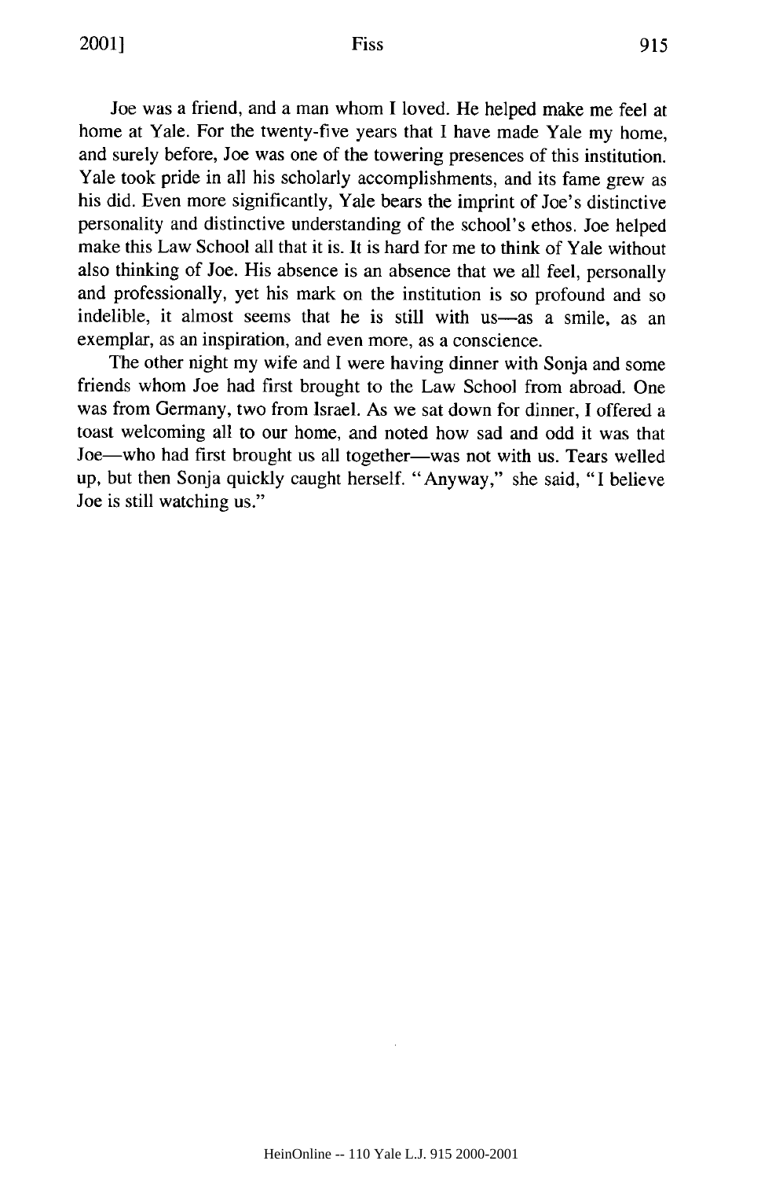Joe was a friend, and a man whom I loved. He helped make me feel at home at Yale. For the twenty-five years that I have made Yale my home, and surely before, Joe was one of the towering presences of this institution. Yale took pride in all his scholarly accomplishments, and its fame grew as his did. Even more significantly, Yale bears the imprint of Joe's distinctive personality and distinctive understanding of the school's ethos. Joe helped make this Law School all that it is. It is hard for me to think of Yale without also thinking of Joe. His absence is an absence that we all feel, personally and professionally, yet his mark on the institution is so profound and so indelible, it almost seems that he is still with us—as a smile, as an exemplar, as an inspiration, and even more, as a conscience.

The other night my wife and I were having dinner with Sonja and some friends whom Joe had first brought to the Law School from abroad. One was from Germany, two from Israel. As we sat down for dinner, I offered a toast welcoming all to our home, and noted how sad and odd it was that Joe—who had first brought us all together—was not with us. Tears welled up, but then Sonja quickly caught herself. "Anyway," she said, "I believe Joe is still watching us."